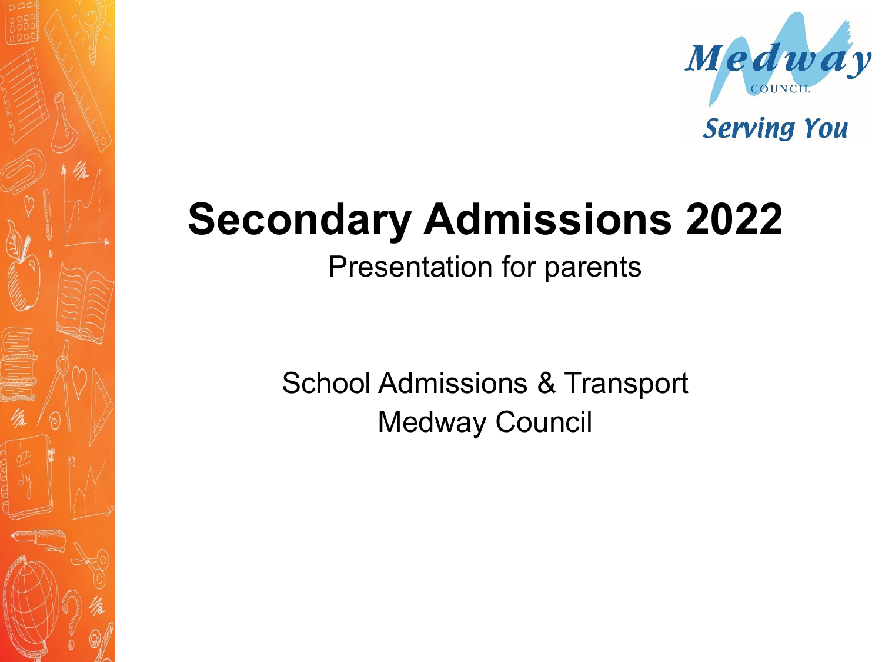Medway
COUNCIL
Serving You

# Secondary Admissions 2022

Presentation for parents

School Admissions & Transport
Medway Council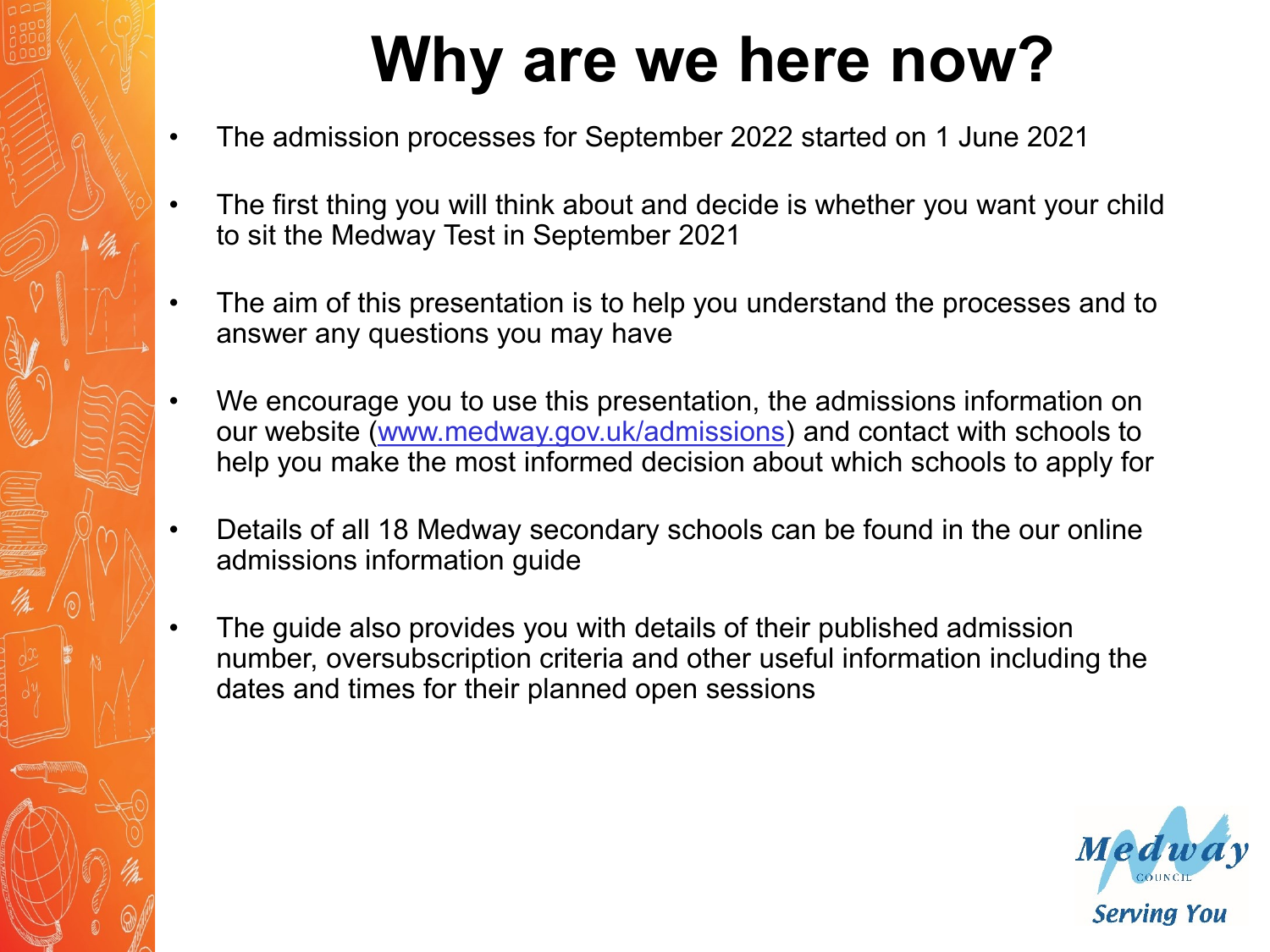# Why are we here now?

- The admission processes for September 2022 started on 1 June 2021
- The first thing you will think about and decide is whether you want your child to sit the Medway Test in September 2021
- The aim of this presentation is to help you understand the processes and to answer any questions you may have
- We encourage you to use this presentation, the admissions information on our website (www.medway.gov.uk/admissions) and contact with schools to help you make the most informed decision about which schools to apply for
- Details of all 18 Medway secondary schools can be found in the our online admissions information guide
- The guide also provides you with details of their published admission number, oversubscription criteria and other useful information including the dates and times for their planned open sessions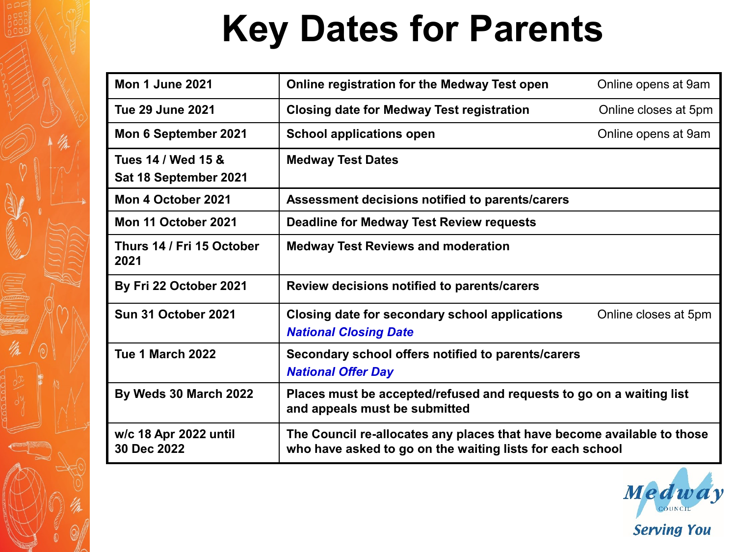# Key Dates for Parents

| Date | Event | Time |
|---|---|---|
| **Mon 1 June 2021** | **Online registration for the Medway Test open** | Online opens at 9am |
| **Tue 29 June 2021** | **Closing date for Medway Test registration** | Online closes at 5pm |
| **Mon 6 September 2021** | **School applications open** | Online opens at 9am |
| **Tues 14 / Wed 15 & Sat 18 September 2021** | **Medway Test Dates** | |
| **Mon 4 October 2021** | **Assessment decisions notified to parents/carers** | |
| **Mon 11 October 2021** | **Deadline for Medway Test Review requests** | |
| **Thurs 14 / Fri 15 October 2021** | **Medway Test Reviews and moderation** | |
| **By Fri 22 October 2021** | **Review decisions notified to parents/carers** | |
| **Sun 31 October 2021** | **Closing date for secondary school applications** ***National Closing Date*** | Online closes at 5pm |
| **Tue 1 March 2022** | **Secondary school offers notified to parents/carers** ***National Offer Day*** | |
| **By Weds 30 March 2022** | **Places must be accepted/refused and requests to go on a waiting list and appeals must be submitted** | |
| **w/c 18 Apr 2022 until 30 Dec 2022** | **The Council re-allocates any places that have become available to those who have asked to go on the waiting lists for each school** | |

Medway Council
Serving You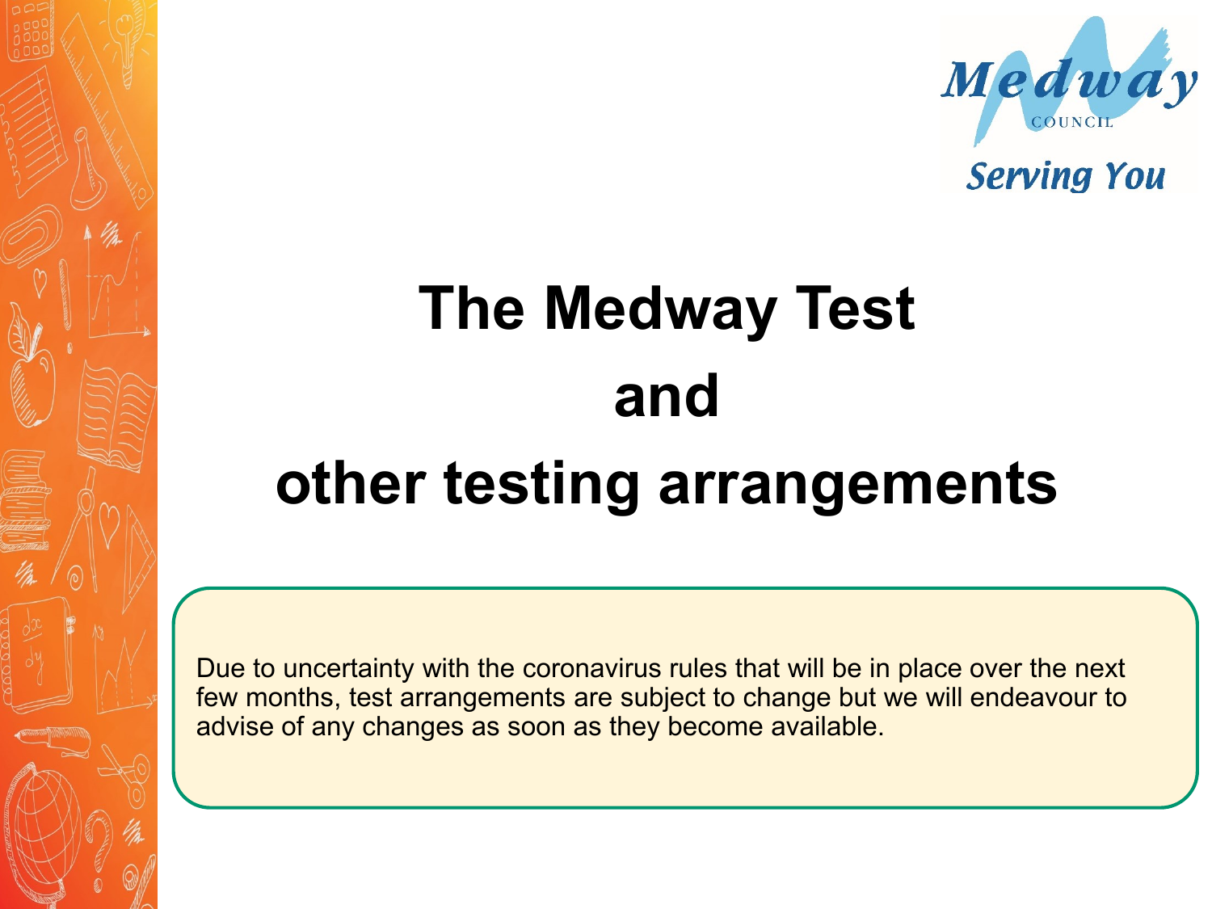# The Medway Test and other testing arrangements

Due to uncertainty with the coronavirus rules that will be in place over the next few months, test arrangements are subject to change but we will endeavour to advise of any changes as soon as they become available.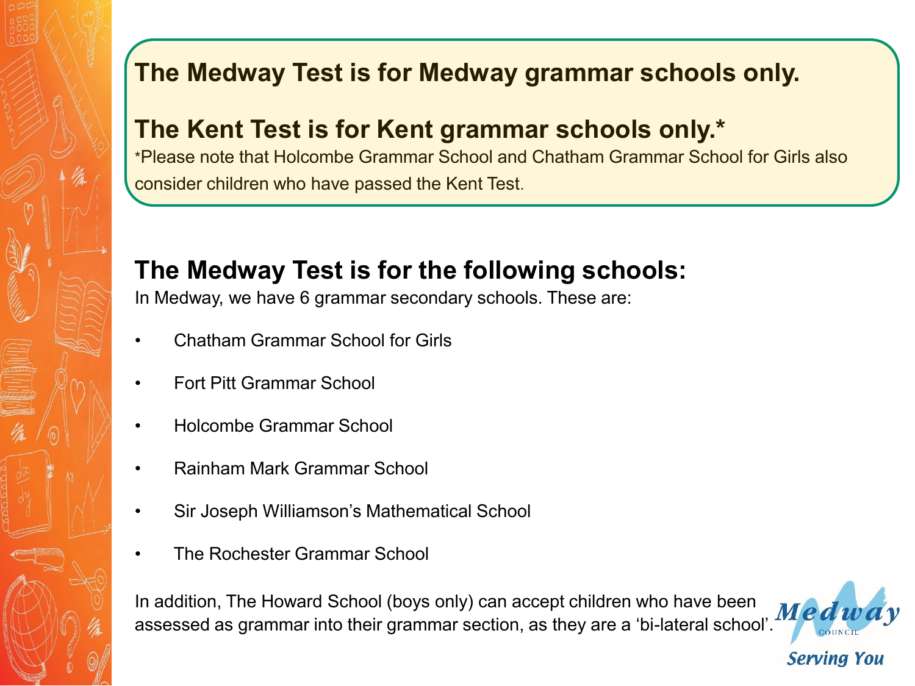**The Medway Test is for Medway grammar schools only.**

**The Kent Test is for Kent grammar schools only.***

*Please note that Holcombe Grammar School and Chatham Grammar School for Girls also consider children who have passed the Kent Test.

## The Medway Test is for the following schools:

In Medway, we have 6 grammar secondary schools. These are:

- Chatham Grammar School for Girls
- Fort Pitt Grammar School
- Holcombe Grammar School
- Rainham Mark Grammar School
- Sir Joseph Williamson's Mathematical School
- The Rochester Grammar School

In addition, The Howard School (boys only) can accept children who have been assessed as grammar into their grammar section, as they are a 'bi-lateral school'.

Medway Council
Serving You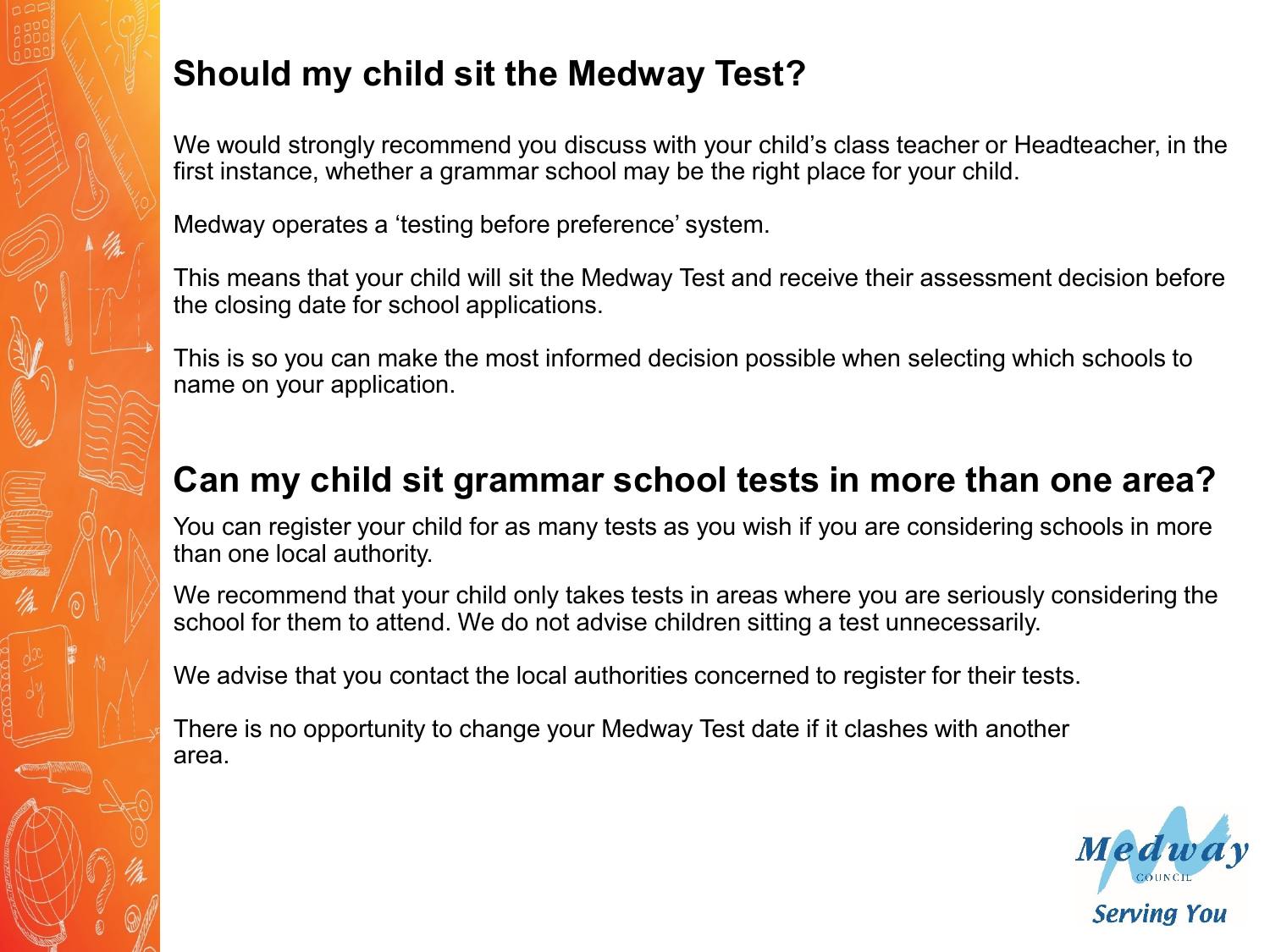## Should my child sit the Medway Test?

We would strongly recommend you discuss with your child's class teacher or Headteacher, in the first instance, whether a grammar school may be the right place for your child.

Medway operates a 'testing before preference' system.

This means that your child will sit the Medway Test and receive their assessment decision before the closing date for school applications.

This is so you can make the most informed decision possible when selecting which schools to name on your application.

## Can my child sit grammar school tests in more than one area?

You can register your child for as many tests as you wish if you are considering schools in more than one local authority.

We recommend that your child only takes tests in areas where you are seriously considering the school for them to attend. We do not advise children sitting a test unnecessarily.

We advise that you contact the local authorities concerned to register for their tests.

There is no opportunity to change your Medway Test date if it clashes with another area.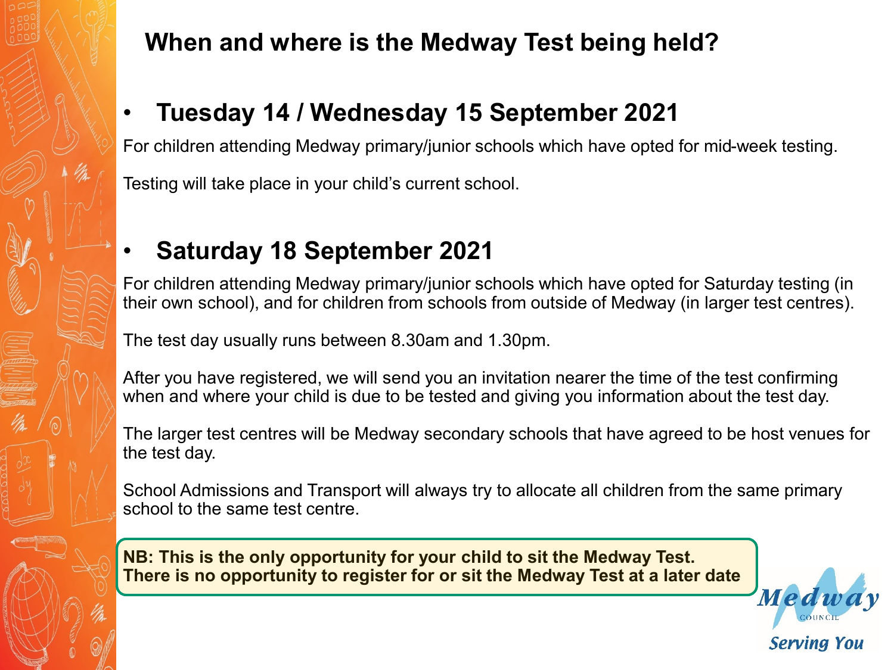# When and where is the Medway Test being held?

- ## Tuesday 14 / Wednesday 15 September 2021

For children attending Medway primary/junior schools which have opted for mid-week testing.

Testing will take place in your child's current school.

- ## Saturday 18 September 2021

For children attending Medway primary/junior schools which have opted for Saturday testing (in their own school), and for children from schools from outside of Medway (in larger test centres).

The test day usually runs between 8.30am and 1.30pm.

After you have registered, we will send you an invitation nearer the time of the test confirming when and where your child is due to be tested and giving you information about the test day.

The larger test centres will be Medway secondary schools that have agreed to be host venues for the test day.

School Admissions and Transport will always try to allocate all children from the same primary school to the same test centre.

**NB: This is the only opportunity for your child to sit the Medway Test. There is no opportunity to register for or sit the Medway Test at a later date**

Medway COUNCIL
Serving You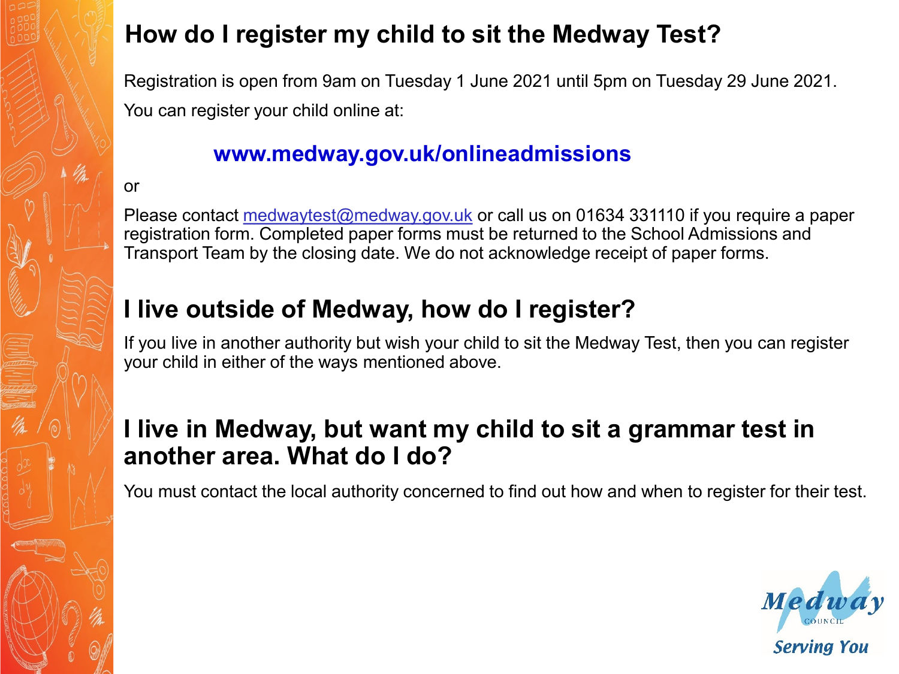## How do I register my child to sit the Medway Test?

Registration is open from 9am on Tuesday 1 June 2021 until 5pm on Tuesday 29 June 2021.

You can register your child online at:

**www.medway.gov.uk/onlineadmissions**

or

Please contact medwaytest@medway.gov.uk or call us on 01634 331110 if you require a paper registration form. Completed paper forms must be returned to the School Admissions and Transport Team by the closing date. We do not acknowledge receipt of paper forms.

## I live outside of Medway, how do I register?

If you live in another authority but wish your child to sit the Medway Test, then you can register your child in either of the ways mentioned above.

## I live in Medway, but want my child to sit a grammar test in another area. What do I do?

You must contact the local authority concerned to find out how and when to register for their test.

Medway COUNCIL Serving You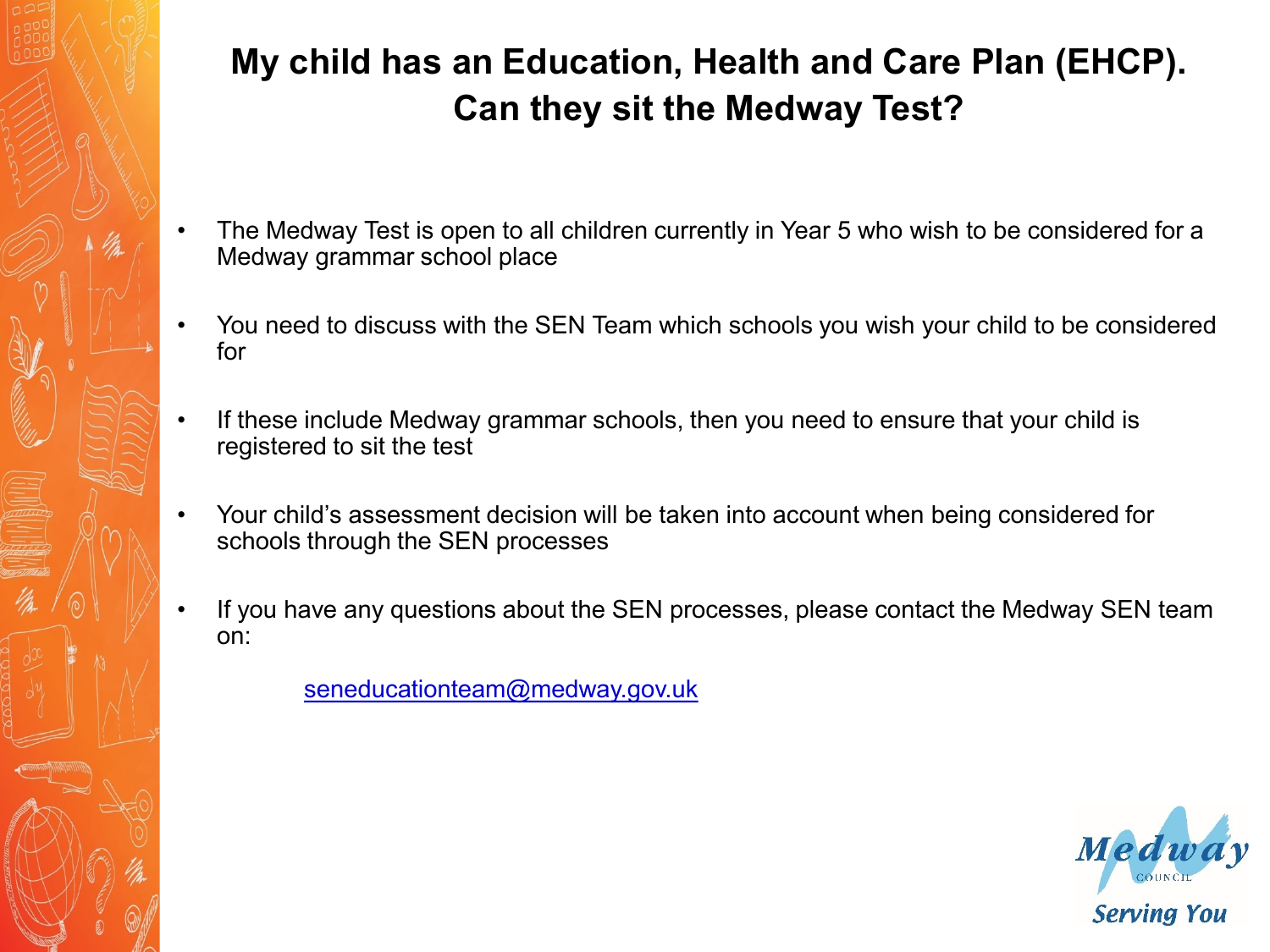# My child has an Education, Health and Care Plan (EHCP). Can they sit the Medway Test?

- The Medway Test is open to all children currently in Year 5 who wish to be considered for a Medway grammar school place
- You need to discuss with the SEN Team which schools you wish your child to be considered for
- If these include Medway grammar schools, then you need to ensure that your child is registered to sit the test
- Your child's assessment decision will be taken into account when being considered for schools through the SEN processes
- If you have any questions about the SEN processes, please contact the Medway SEN team on:

  seneducationteam@medway.gov.uk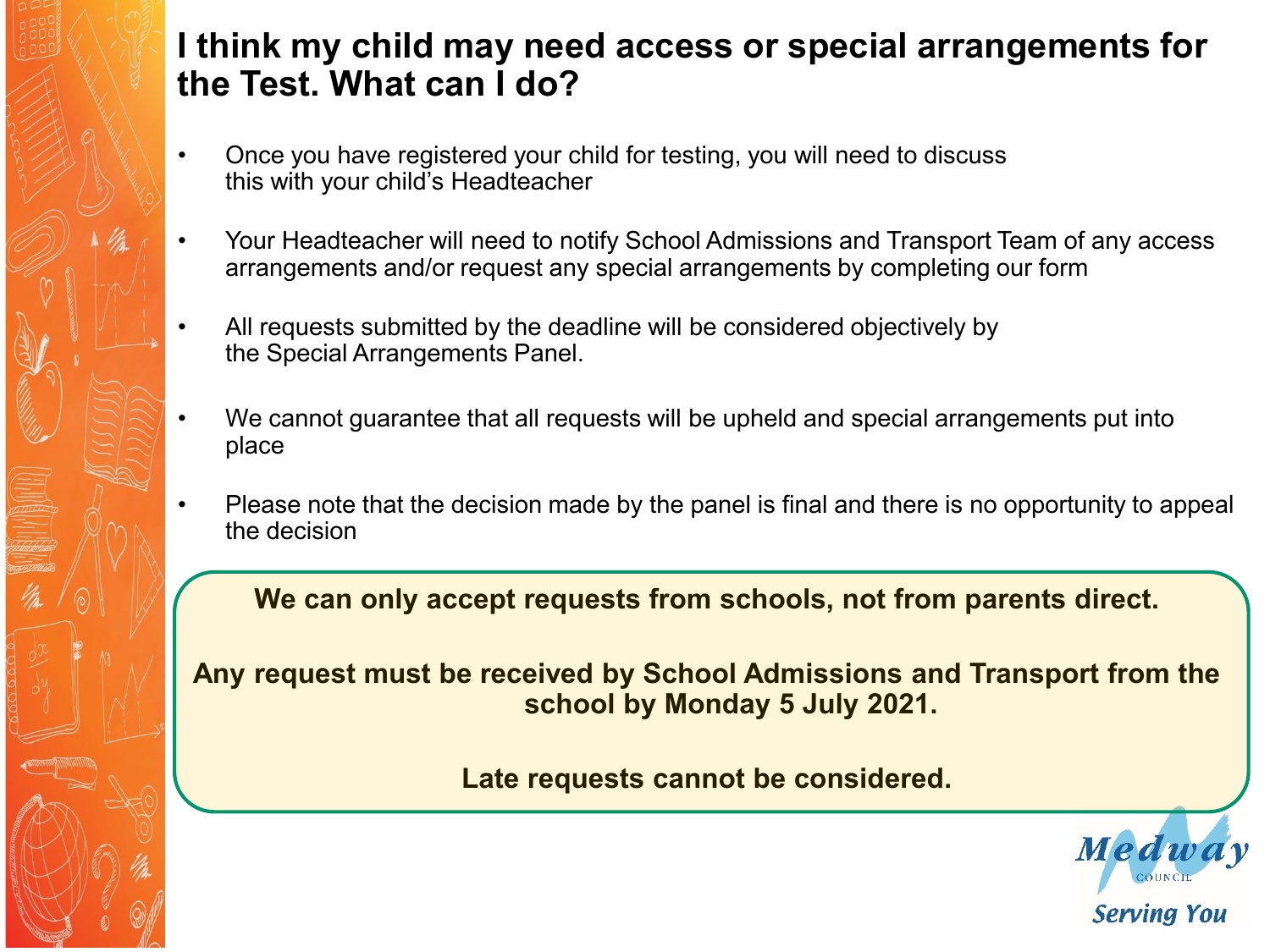# I think my child may need access or special arrangements for the Test. What can I do?

- Once you have registered your child for testing, you will need to discuss this with your child's Headteacher
- Your Headteacher will need to notify School Admissions and Transport Team of any access arrangements and/or request any special arrangements by completing our form
- All requests submitted by the deadline will be considered objectively by the Special Arrangements Panel.
- We cannot guarantee that all requests will be upheld and special arrangements put into place
- Please note that the decision made by the panel is final and there is no opportunity to appeal the decision

**We can only accept requests from schools, not from parents direct.**

**Any request must be received by School Admissions and Transport from the school by Monday 5 July 2021.**

**Late requests cannot be considered.**

Medway Council

Serving You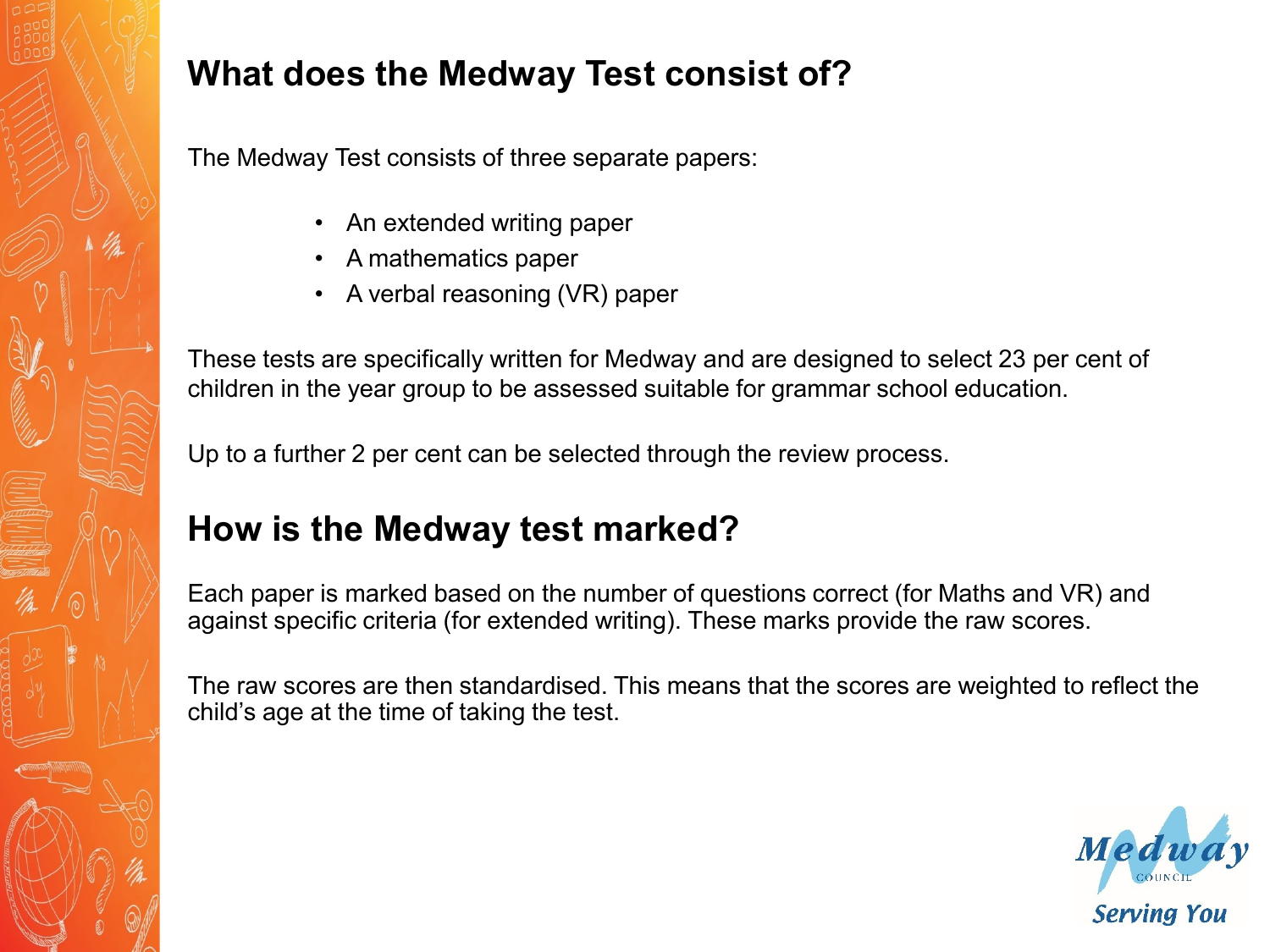## What does the Medway Test consist of?

The Medway Test consists of three separate papers:

- An extended writing paper
- A mathematics paper
- A verbal reasoning (VR) paper

These tests are specifically written for Medway and are designed to select 23 per cent of children in the year group to be assessed suitable for grammar school education.

Up to a further 2 per cent can be selected through the review process.

## How is the Medway test marked?

Each paper is marked based on the number of questions correct (for Maths and VR) and against specific criteria (for extended writing). These marks provide the raw scores.

The raw scores are then standardised. This means that the scores are weighted to reflect the child's age at the time of taking the test.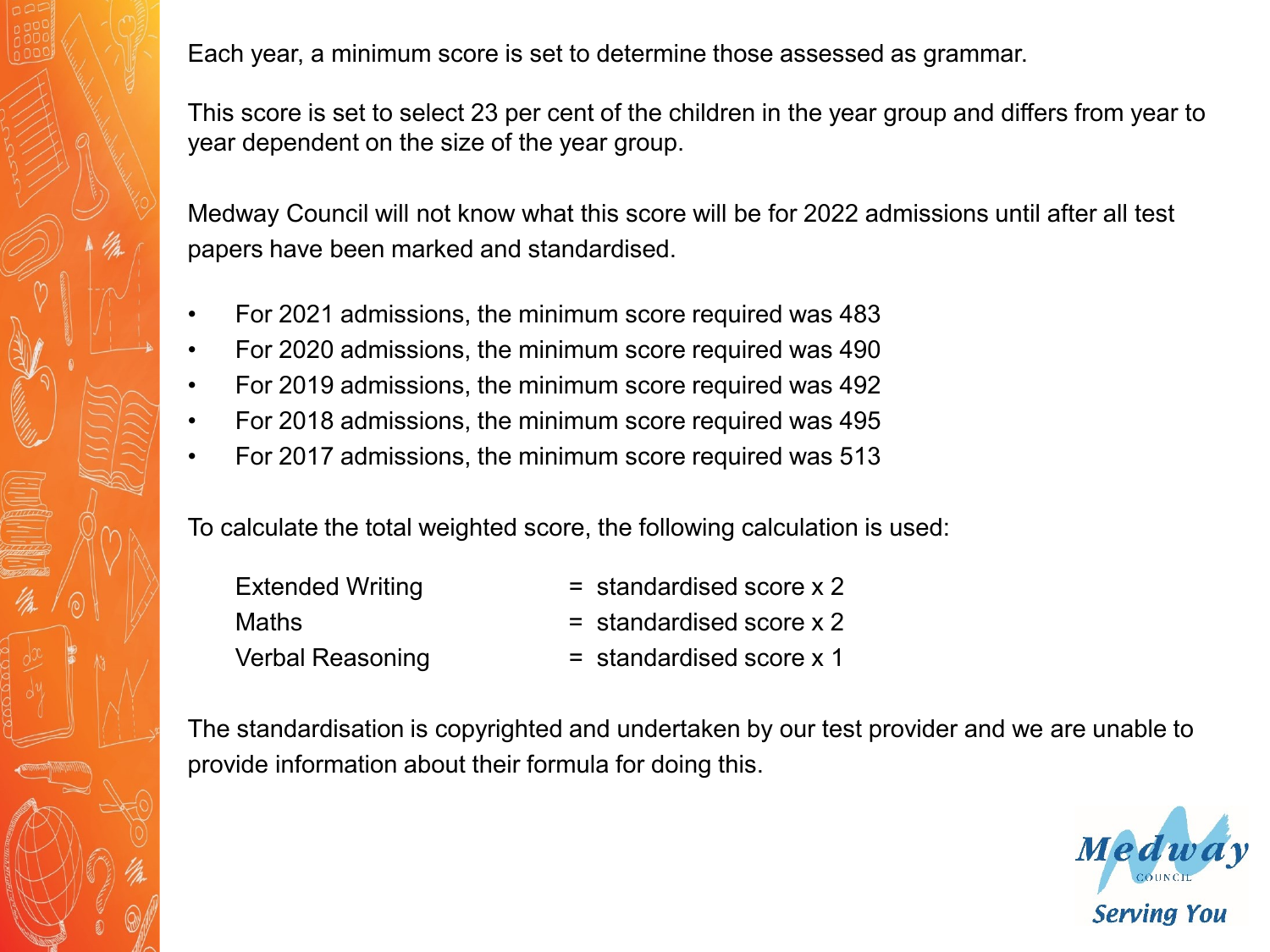Each year, a minimum score is set to determine those assessed as grammar.

This score is set to select 23 per cent of the children in the year group and differs from year to year dependent on the size of the year group.

Medway Council will not know what this score will be for 2022 admissions until after all test papers have been marked and standardised.

- For 2021 admissions, the minimum score required was 483
- For 2020 admissions, the minimum score required was 490
- For 2019 admissions, the minimum score required was 492
- For 2018 admissions, the minimum score required was 495
- For 2017 admissions, the minimum score required was 513

To calculate the total weighted score, the following calculation is used:

| | | |
|---|---|---|
| Extended Writing | = | standardised score x 2 |
| Maths | = | standardised score x 2 |
| Verbal Reasoning | = | standardised score x 1 |

The standardisation is copyrighted and undertaken by our test provider and we are unable to provide information about their formula for doing this.

Medway Council
Serving You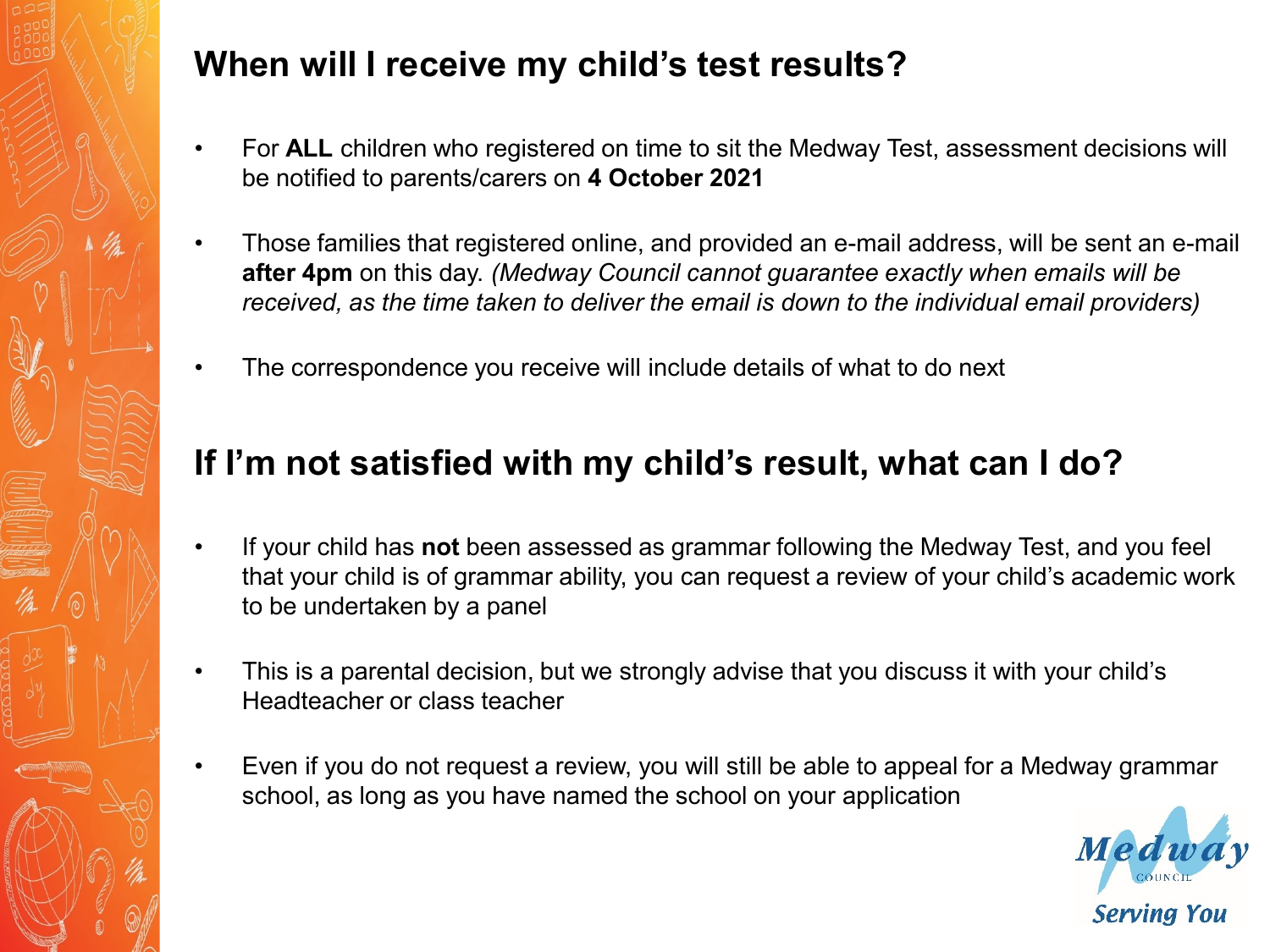## When will I receive my child's test results?

- For **ALL** children who registered on time to sit the Medway Test, assessment decisions will be notified to parents/carers on **4 October 2021**
- Those families that registered online, and provided an e-mail address, will be sent an e-mail **after 4pm** on this day. *(Medway Council cannot guarantee exactly when emails will be received, as the time taken to deliver the email is down to the individual email providers)*
- The correspondence you receive will include details of what to do next

## If I'm not satisfied with my child's result, what can I do?

- If your child has **not** been assessed as grammar following the Medway Test, and you feel that your child is of grammar ability, you can request a review of your child's academic work to be undertaken by a panel
- This is a parental decision, but we strongly advise that you discuss it with your child's Headteacher or class teacher
- Even if you do not request a review, you will still be able to appeal for a Medway grammar school, as long as you have named the school on your application

Medway Council
Serving You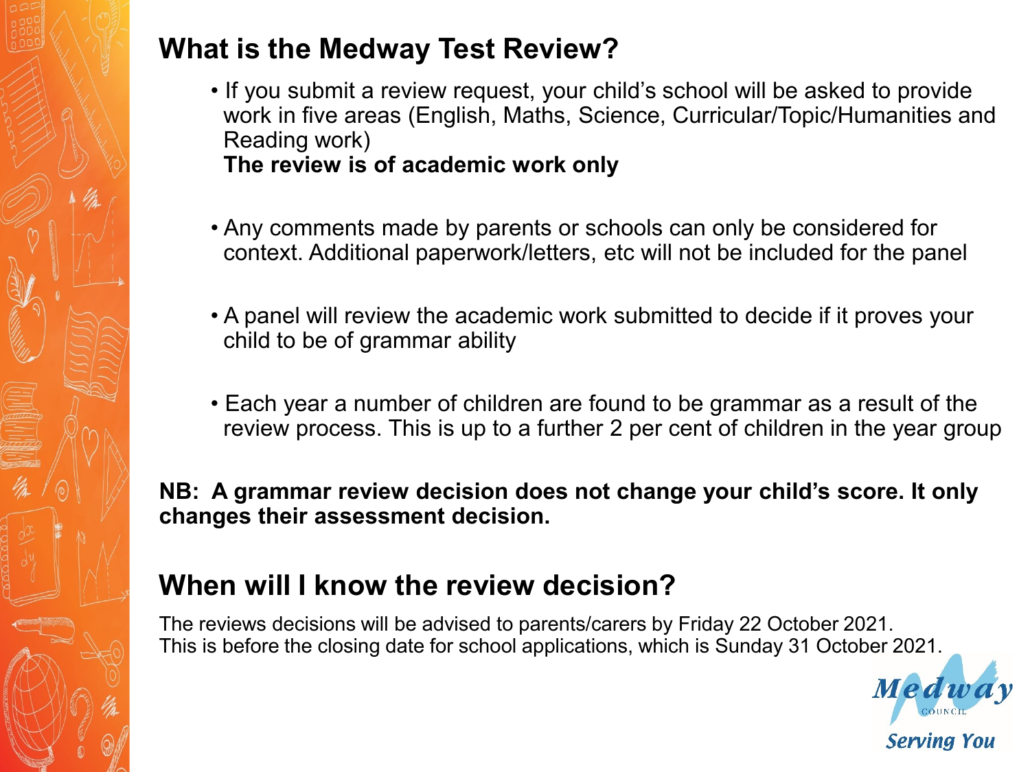## What is the Medway Test Review?

- If you submit a review request, your child's school will be asked to provide work in five areas (English, Maths, Science, Curricular/Topic/Humanities and Reading work)
  **The review is of academic work only**

- Any comments made by parents or schools can only be considered for context. Additional paperwork/letters, etc will not be included for the panel

- A panel will review the academic work submitted to decide if it proves your child to be of grammar ability

- Each year a number of children are found to be grammar as a result of the review process. This is up to a further 2 per cent of children in the year group

**NB: A grammar review decision does not change your child's score. It only changes their assessment decision.**

## When will I know the review decision?

The reviews decisions will be advised to parents/carers by Friday 22 October 2021.
This is before the closing date for school applications, which is Sunday 31 October 2021.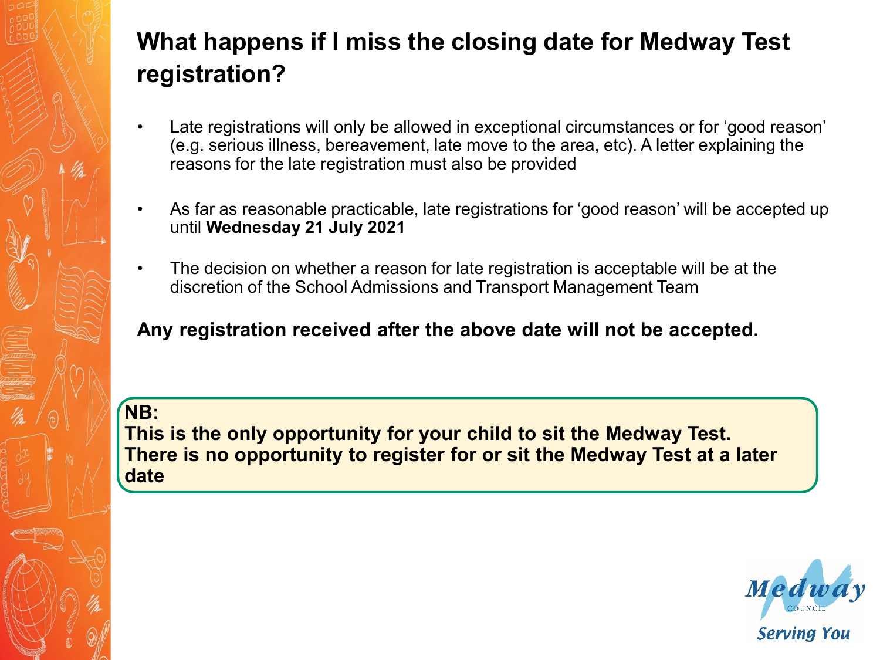# What happens if I miss the closing date for Medway Test registration?

- Late registrations will only be allowed in exceptional circumstances or for 'good reason' (e.g. serious illness, bereavement, late move to the area, etc). A letter explaining the reasons for the late registration must also be provided
- As far as reasonable practicable, late registrations for 'good reason' will be accepted up until **Wednesday 21 July 2021**
- The decision on whether a reason for late registration is acceptable will be at the discretion of the School Admissions and Transport Management Team

**Any registration received after the above date will not be accepted.**

**NB:**
**This is the only opportunity for your child to sit the Medway Test. There is no opportunity to register for or sit the Medway Test at a later date**

Medway Council
Serving You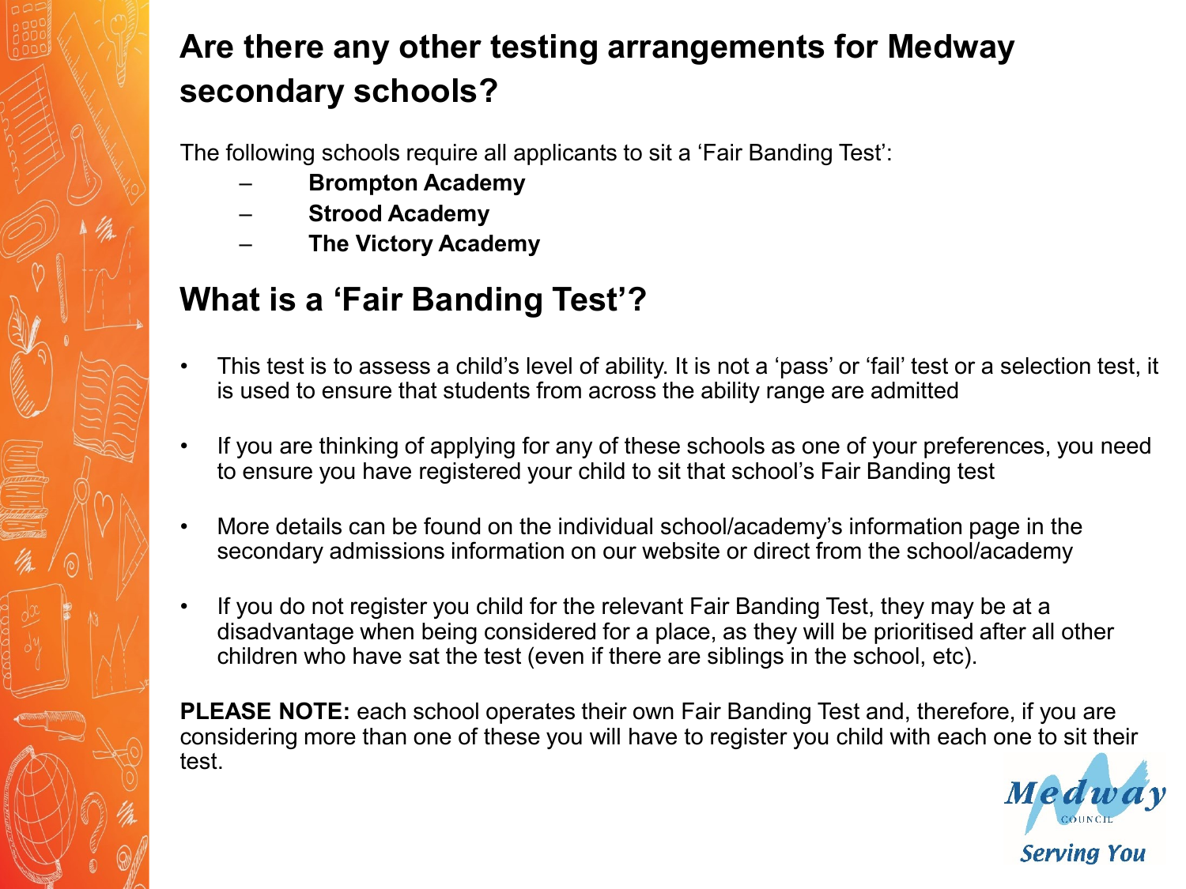## Are there any other testing arrangements for Medway secondary schools?

The following schools require all applicants to sit a 'Fair Banding Test':

- **Brompton Academy**
- **Strood Academy**
- **The Victory Academy**

## What is a 'Fair Banding Test'?

- This test is to assess a child's level of ability. It is not a 'pass' or 'fail' test or a selection test, it is used to ensure that students from across the ability range are admitted
- If you are thinking of applying for any of these schools as one of your preferences, you need to ensure you have registered your child to sit that school's Fair Banding test
- More details can be found on the individual school/academy's information page in the secondary admissions information on our website or direct from the school/academy
- If you do not register you child for the relevant Fair Banding Test, they may be at a disadvantage when being considered for a place, as they will be prioritised after all other children who have sat the test (even if there are siblings in the school, etc).

**PLEASE NOTE:** each school operates their own Fair Banding Test and, therefore, if you are considering more than one of these you will have to register you child with each one to sit their test.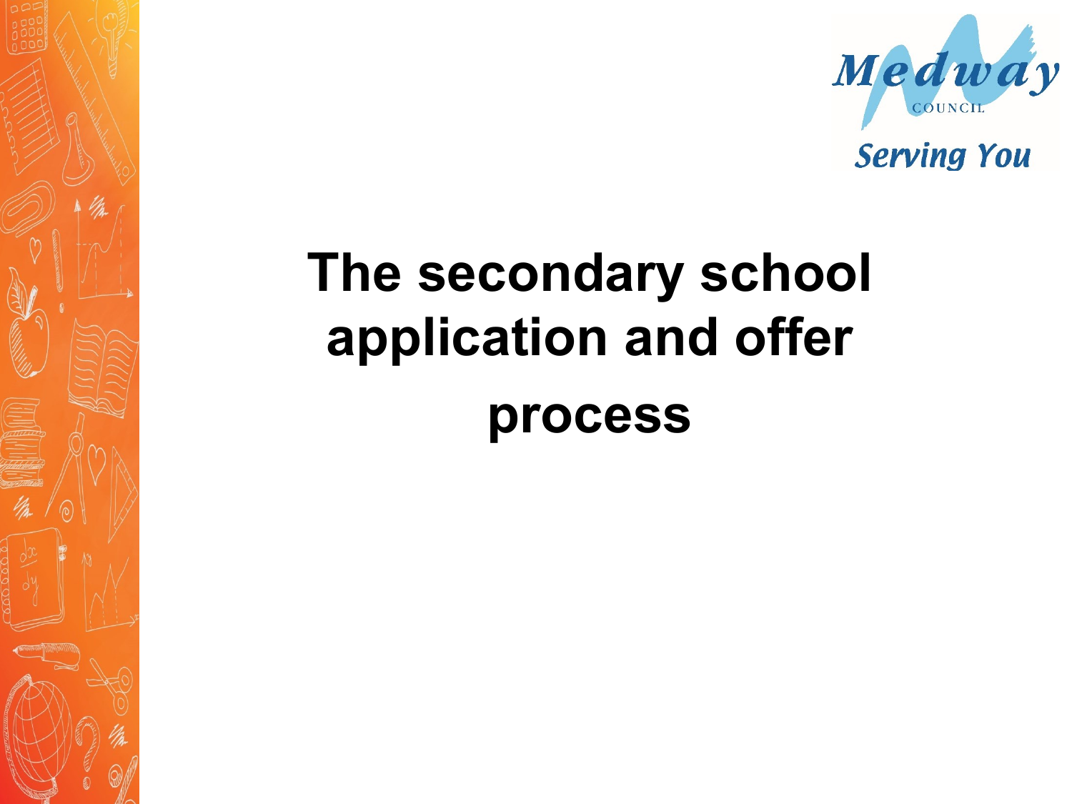# The secondary school application and offer process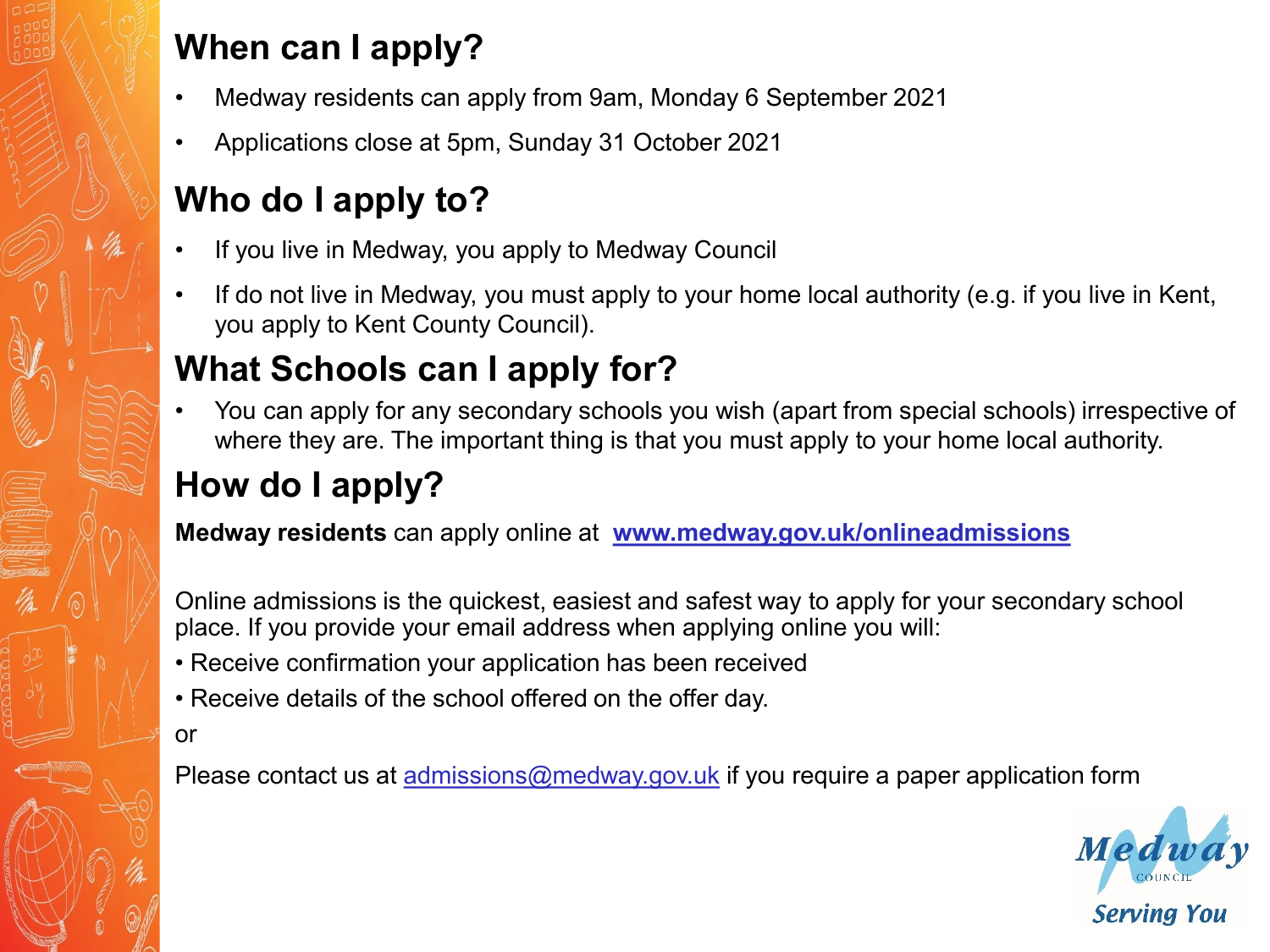## When can I apply?

- Medway residents can apply from 9am, Monday 6 September 2021
- Applications close at 5pm, Sunday 31 October 2021

## Who do I apply to?

- If you live in Medway, you apply to Medway Council
- If do not live in Medway, you must apply to your home local authority (e.g. if you live in Kent, you apply to Kent County Council).

## What Schools can I apply for?

- You can apply for any secondary schools you wish (apart from special schools) irrespective of where they are. The important thing is that you must apply to your home local authority.

## How do I apply?

**Medway residents** can apply online at **www.medway.gov.uk/onlineadmissions**

Online admissions is the quickest, easiest and safest way to apply for your secondary school place. If you provide your email address when applying online you will:

- Receive confirmation your application has been received
- Receive details of the school offered on the offer day.

or

Please contact us at admissions@medway.gov.uk if you require a paper application form

Medway Council
Serving You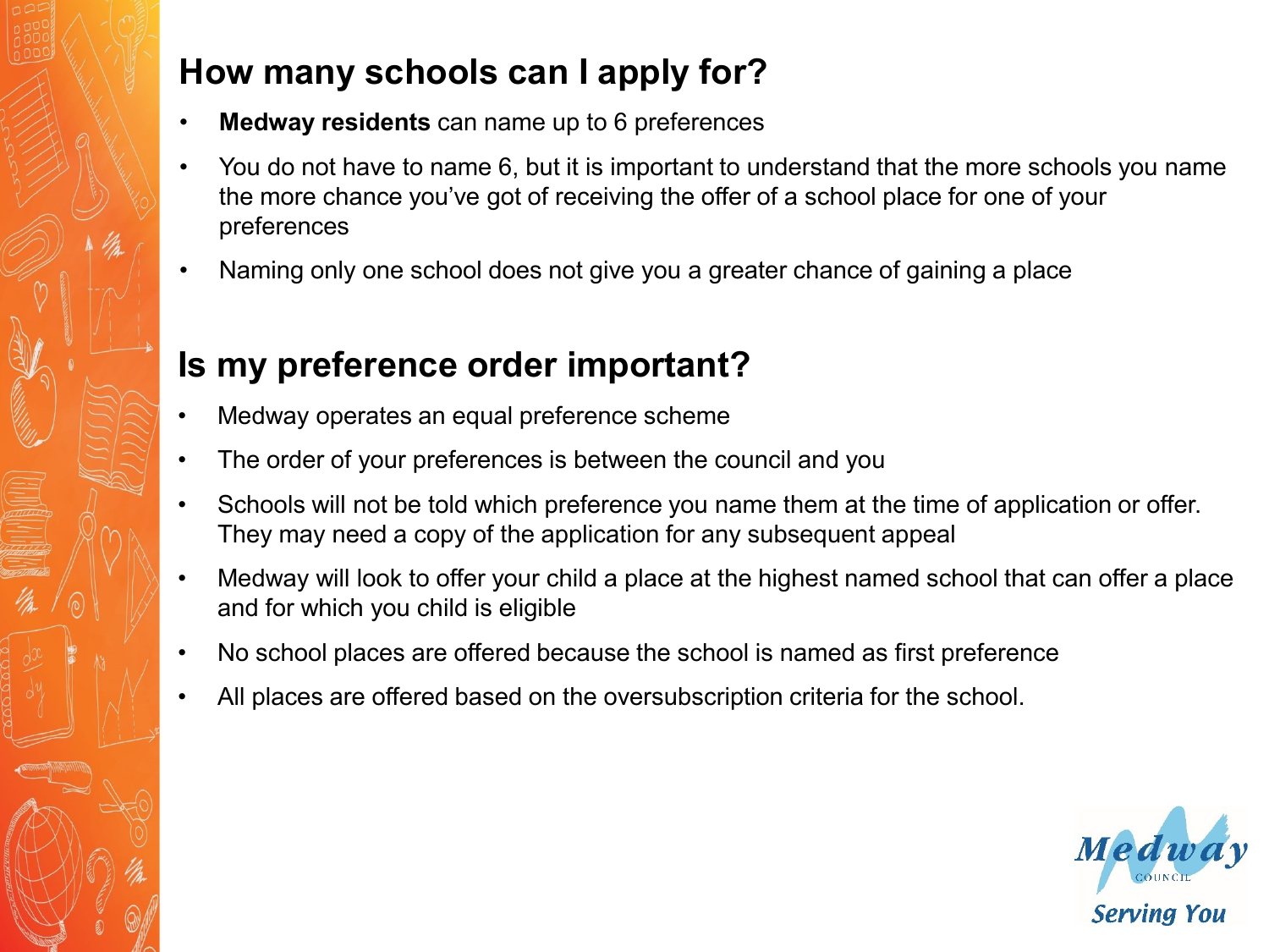## How many schools can I apply for?

- **Medway residents** can name up to 6 preferences
- You do not have to name 6, but it is important to understand that the more schools you name the more chance you've got of receiving the offer of a school place for one of your preferences
- Naming only one school does not give you a greater chance of gaining a place

## Is my preference order important?

- Medway operates an equal preference scheme
- The order of your preferences is between the council and you
- Schools will not be told which preference you name them at the time of application or offer. They may need a copy of the application for any subsequent appeal
- Medway will look to offer your child a place at the highest named school that can offer a place and for which you child is eligible
- No school places are offered because the school is named as first preference
- All places are offered based on the oversubscription criteria for the school.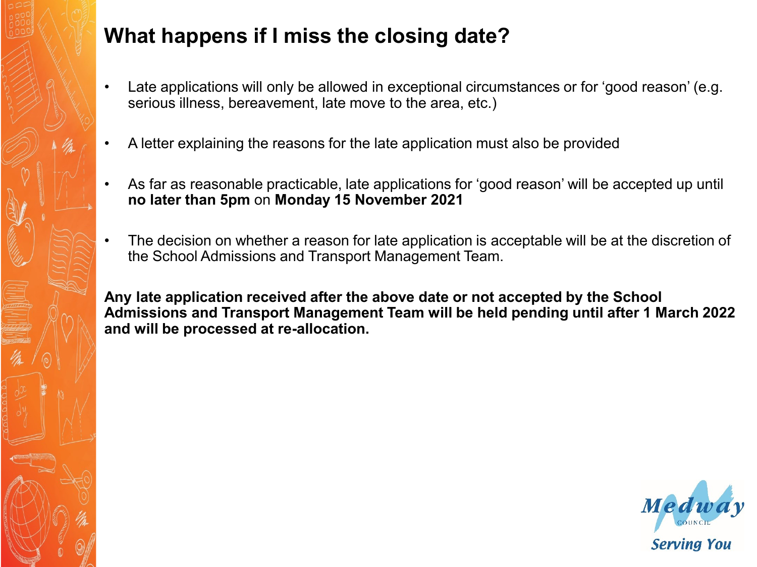# What happens if I miss the closing date?

- Late applications will only be allowed in exceptional circumstances or for 'good reason' (e.g. serious illness, bereavement, late move to the area, etc.)
- A letter explaining the reasons for the late application must also be provided
- As far as reasonable practicable, late applications for 'good reason' will be accepted up until **no later than 5pm** on **Monday 15 November 2021**
- The decision on whether a reason for late application is acceptable will be at the discretion of the School Admissions and Transport Management Team.

**Any late application received after the above date or not accepted by the School Admissions and Transport Management Team will be held pending until after 1 March 2022 and will be processed at re-allocation.**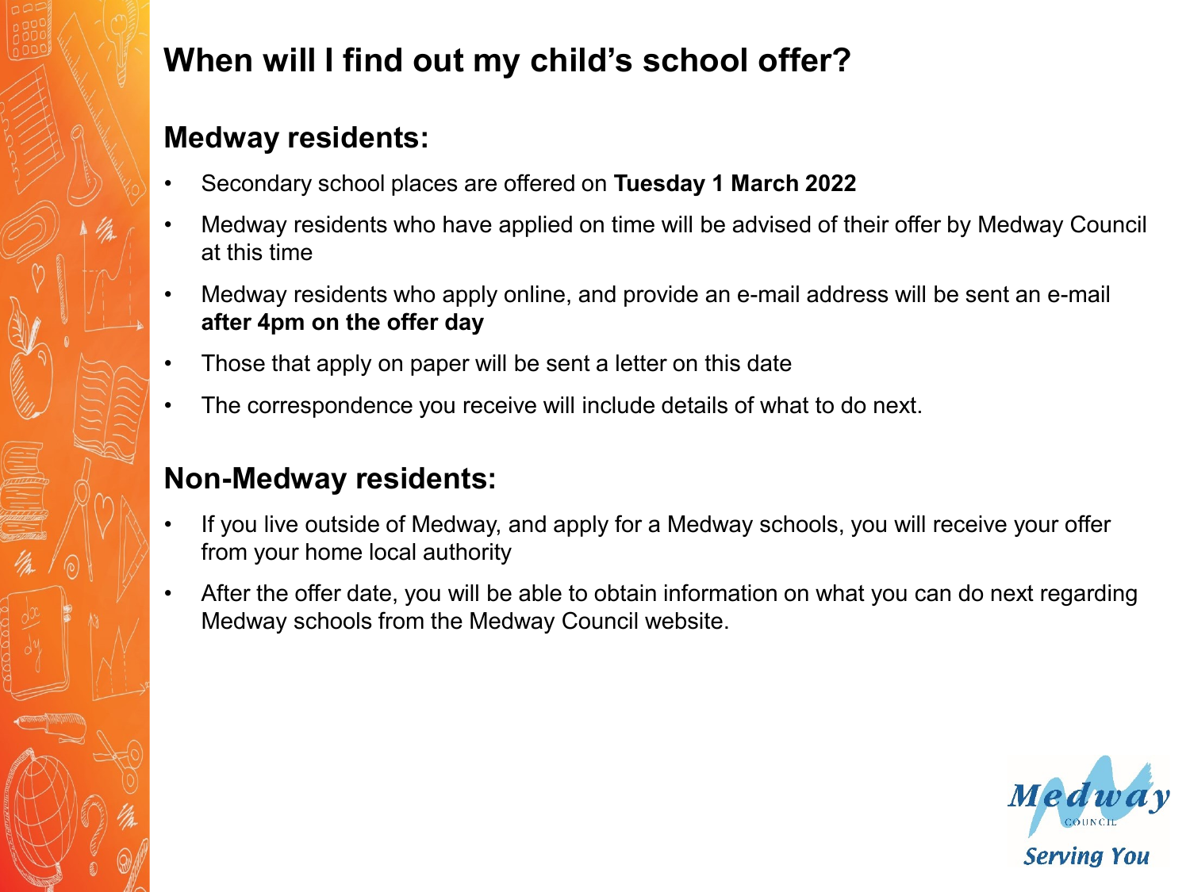# When will I find out my child's school offer?

## Medway residents:

- Secondary school places are offered on **Tuesday 1 March 2022**
- Medway residents who have applied on time will be advised of their offer by Medway Council at this time
- Medway residents who apply online, and provide an e-mail address will be sent an e-mail **after 4pm on the offer day**
- Those that apply on paper will be sent a letter on this date
- The correspondence you receive will include details of what to do next.

## Non-Medway residents:

- If you live outside of Medway, and apply for a Medway schools, you will receive your offer from your home local authority
- After the offer date, you will be able to obtain information on what you can do next regarding Medway schools from the Medway Council website.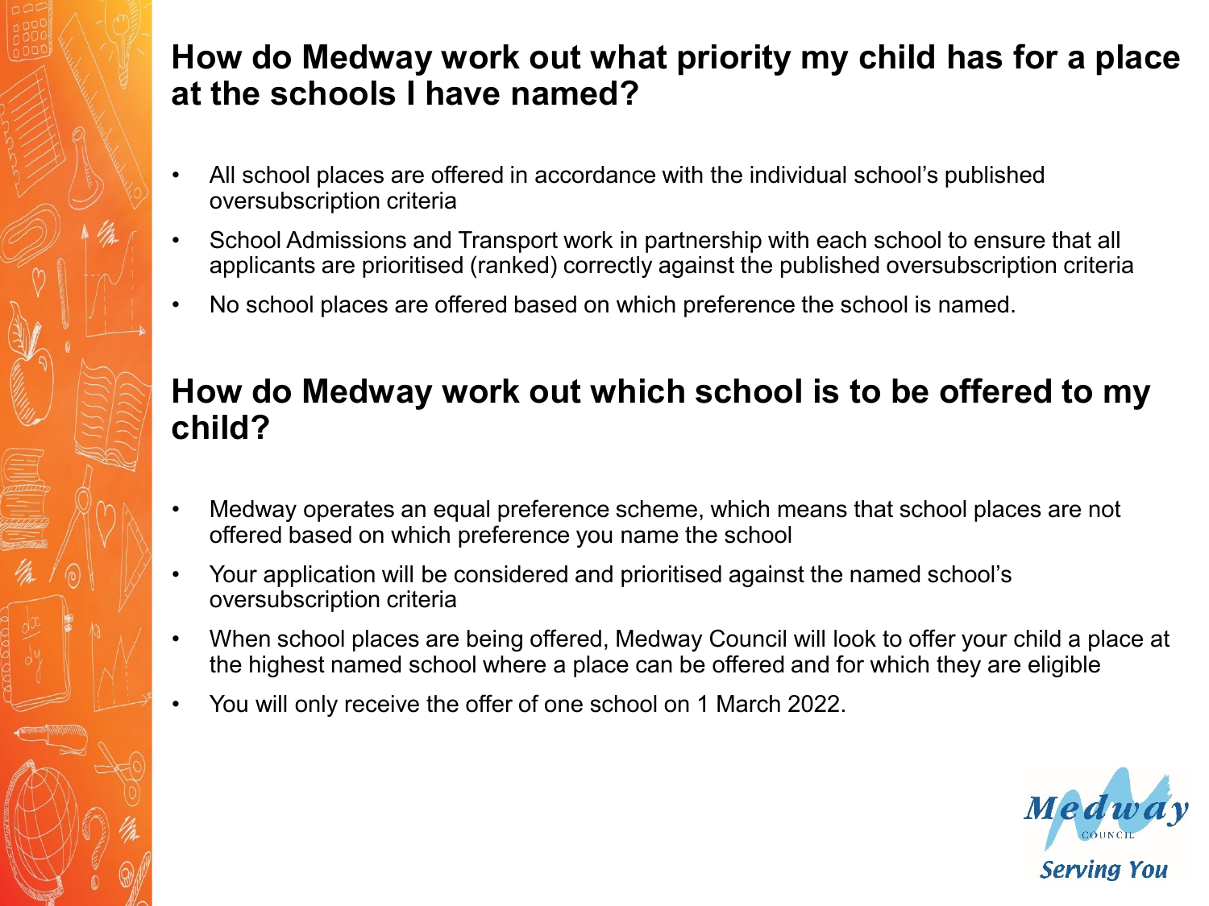## How do Medway work out what priority my child has for a place at the schools I have named?

- All school places are offered in accordance with the individual school's published oversubscription criteria
- School Admissions and Transport work in partnership with each school to ensure that all applicants are prioritised (ranked) correctly against the published oversubscription criteria
- No school places are offered based on which preference the school is named.

## How do Medway work out which school is to be offered to my child?

- Medway operates an equal preference scheme, which means that school places are not offered based on which preference you name the school
- Your application will be considered and prioritised against the named school's oversubscription criteria
- When school places are being offered, Medway Council will look to offer your child a place at the highest named school where a place can be offered and for which they are eligible
- You will only receive the offer of one school on 1 March 2022.

Medway Council
Serving You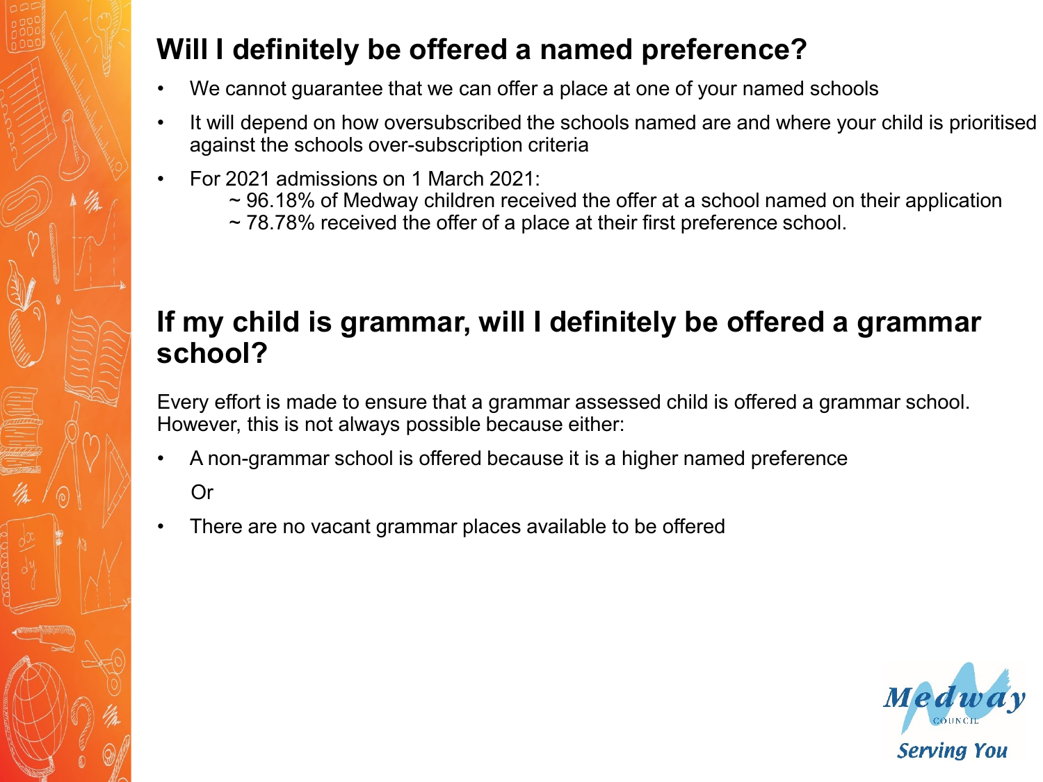## Will I definitely be offered a named preference?

- We cannot guarantee that we can offer a place at one of your named schools
- It will depend on how oversubscribed the schools named are and where your child is prioritised against the schools over-subscription criteria
- For 2021 admissions on 1 March 2021:
  - ~ 96.18% of Medway children received the offer at a school named on their application
  - ~ 78.78% received the offer of a place at their first preference school.

## If my child is grammar, will I definitely be offered a grammar school?

Every effort is made to ensure that a grammar assessed child is offered a grammar school. However, this is not always possible because either:

- A non-grammar school is offered because it is a higher named preference

  Or

- There are no vacant grammar places available to be offered

Medway COUNCIL
Serving You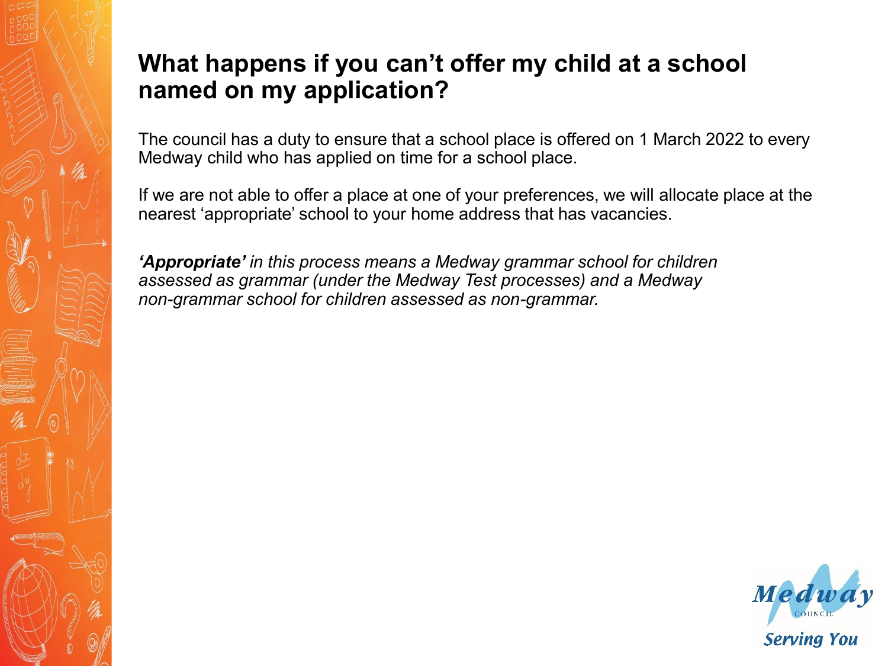# What happens if you can't offer my child at a school named on my application?

The council has a duty to ensure that a school place is offered on 1 March 2022 to every Medway child who has applied on time for a school place.

If we are not able to offer a place at one of your preferences, we will allocate place at the nearest 'appropriate' school to your home address that has vacancies.

***'Appropriate'*** *in this process means a Medway grammar school for children assessed as grammar (under the Medway Test processes) and a Medway non-grammar school for children assessed as non-grammar.*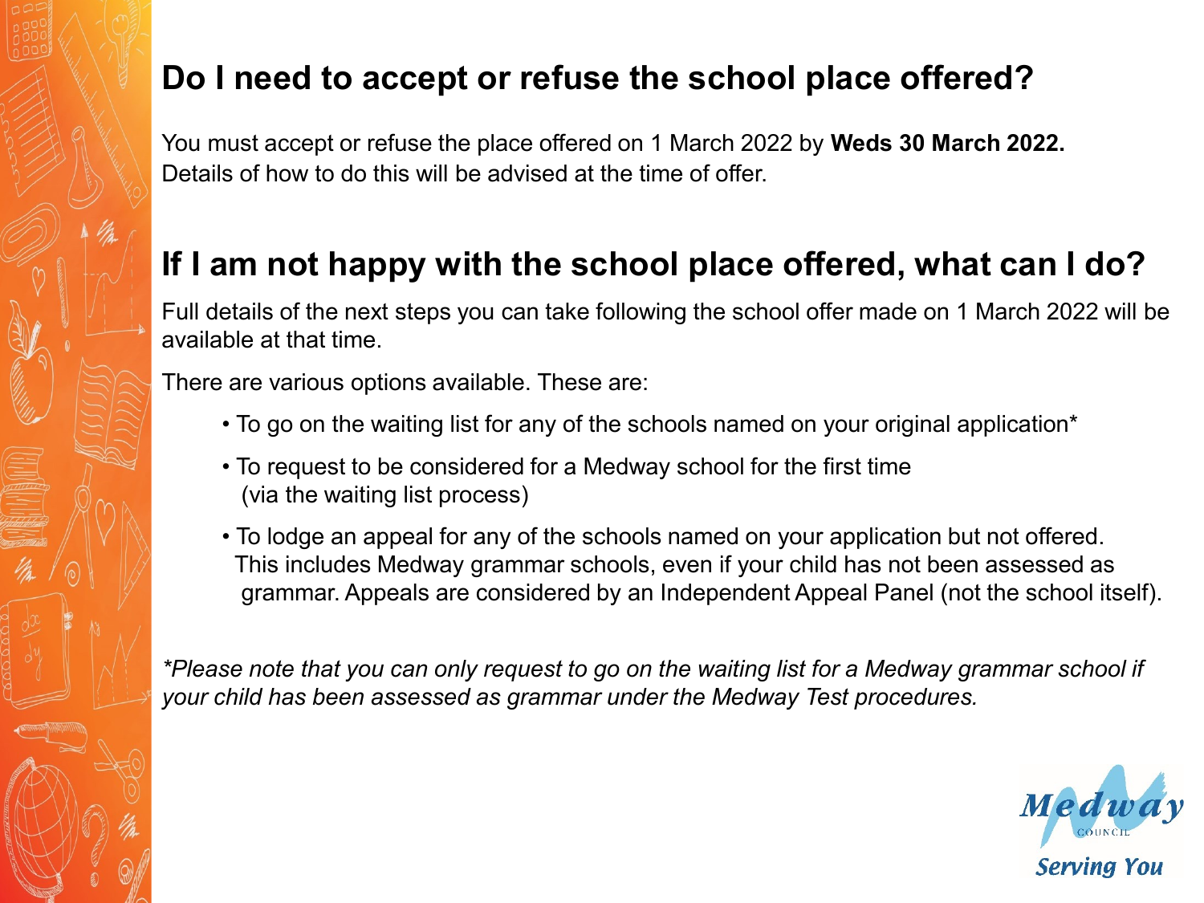## Do I need to accept or refuse the school place offered?

You must accept or refuse the place offered on 1 March 2022 by **Weds 30 March 2022.** Details of how to do this will be advised at the time of offer.

## If I am not happy with the school place offered, what can I do?

Full details of the next steps you can take following the school offer made on 1 March 2022 will be available at that time.

There are various options available. These are:

- To go on the waiting list for any of the schools named on your original application*
- To request to be considered for a Medway school for the first time (via the waiting list process)
- To lodge an appeal for any of the schools named on your application but not offered. This includes Medway grammar schools, even if your child has not been assessed as grammar. Appeals are considered by an Independent Appeal Panel (not the school itself).

*\*Please note that you can only request to go on the waiting list for a Medway grammar school if your child has been assessed as grammar under the Medway Test procedures.*

Medway COUNCIL
Serving You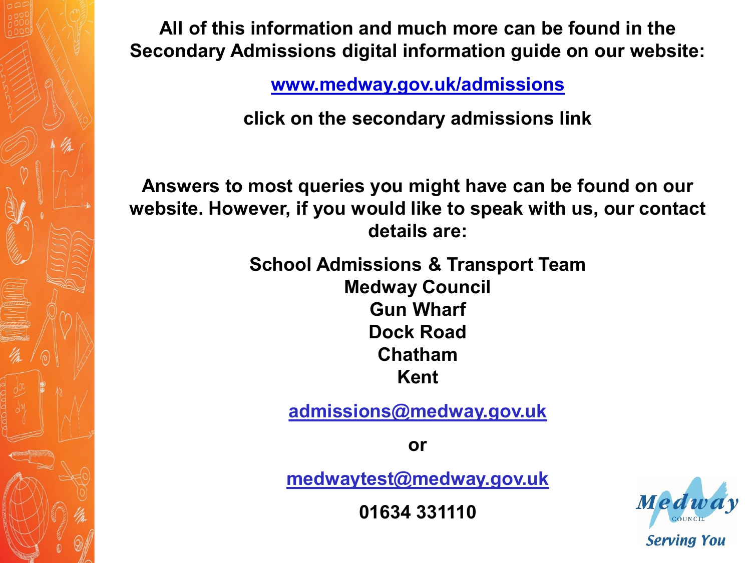**All of this information and much more can be found in the Secondary Admissions digital information guide on our website:**

**www.medway.gov.uk/admissions**

**click on the secondary admissions link**

**Answers to most queries you might have can be found on our website. However, if you would like to speak with us, our contact details are:**

**School Admissions & Transport Team**
**Medway Council**
**Gun Wharf**
**Dock Road**
**Chatham**
**Kent**

**admissions@medway.gov.uk**

**or**

**medwaytest@medway.gov.uk**

**01634 331110**

Medway Council
Serving You